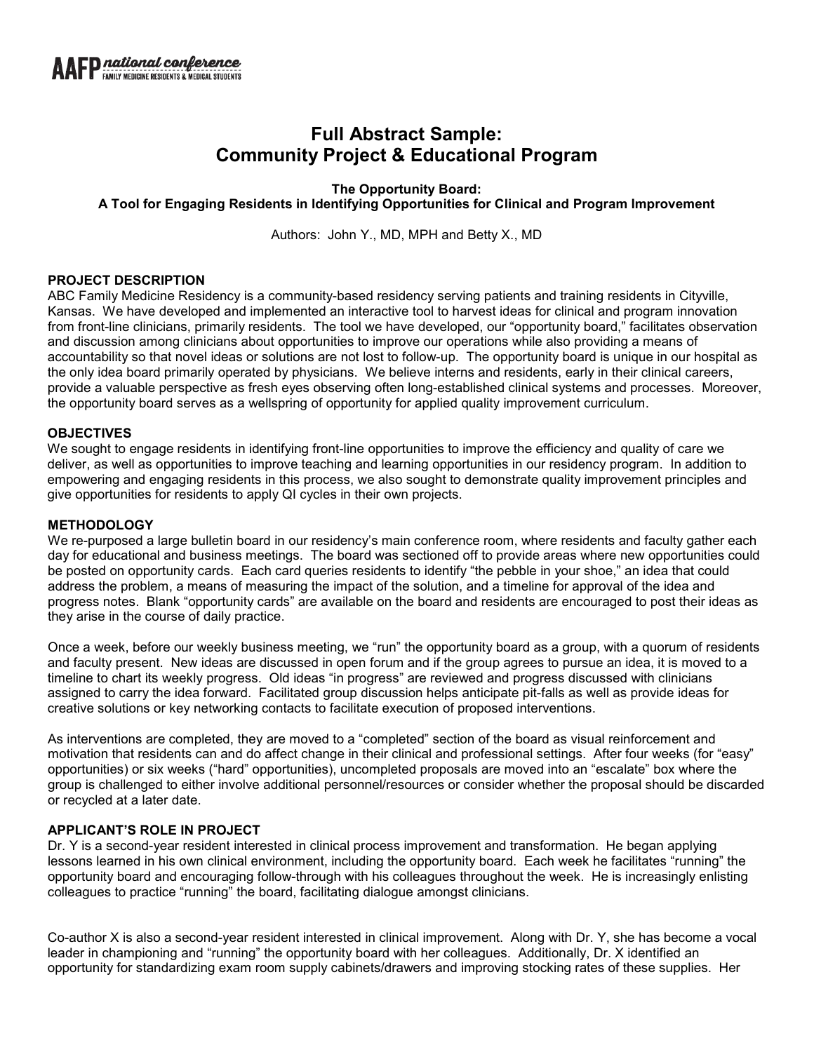# Full Abstract Sample: Community Project & Educational Program

**The Opportunity Board: A Tool for Engaging Residents in Identifying Opportunities for Clinical and Program Improvement**

Authors: John Y., MD, MPH and Betty X., MD

## PROJECT DESCRIPTION

ABC Family Medicine Residency is a community-based residency serving patients and training residents in Cityville, Kansas. We have developed and implemented an interactive tool to harvest ideas for clinical and program innovation from front-line clinicians, primarily residents. The tool we have developed, our "opportunity board," facilitates observation and discussion among clinicians about opportunities to improve our operations while also providing a means of accountability so that novel ideas or solutions are not lost to follow-up. The opportunity board is unique in our hospital as the only idea board primarily operated by physicians. We believe interns and residents, early in their clinical careers, provide a valuable perspective as fresh eyes observing often long-established clinical systems and processes. Moreover, the opportunity board serves as a wellspring of opportunity for applied quality improvement curriculum.

## OBJECTIVES

We sought to engage residents in identifying front-line opportunities to improve the efficiency and quality of care we deliver, as well as opportunities to improve teaching and learning opportunities in our residency program. In addition to empowering and engaging residents in this process, we also sought to demonstrate quality improvement principles and give opportunities for residents to apply QI cycles in their own projects.

## METHODOLOGY

We re-purposed a large bulletin board in our residency's main conference room, where residents and faculty gather each day for educational and business meetings. The board was sectioned off to provide areas where new opportunities could be posted on opportunity cards. Each card queries residents to identify "the pebble in your shoe," an idea that could address the problem, a means of measuring the impact of the solution, and a timeline for approval of the idea and progress notes. Blank "opportunity cards" are available on the board and residents are encouraged to post their ideas as they arise in the course of daily practice.

Once a week, before our weekly business meeting, we "run" the opportunity board as a group, with a quorum of residents and faculty present. New ideas are discussed in open forum and if the group agrees to pursue an idea, it is moved to a timeline to chart its weekly progress. Old ideas "in progress" are reviewed and progress discussed with clinicians assigned to carry the idea forward. Facilitated group discussion helps anticipate pit-falls as well as provide ideas for creative solutions or key networking contacts to facilitate execution of proposed interventions.

As interventions are completed, they are moved to a "completed" section of the board as visual reinforcement and motivation that residents can and do affect change in their clinical and professional settings. After four weeks (for "easy" opportunities) or six weeks ("hard" opportunities), uncompleted proposals are moved into an "escalate" box where the group is challenged to either involve additional personnel/resources or consider whether the proposal should be discarded or recycled at a later date.

## APPLICANT'S ROLE IN PROJECT

Dr. Y is a second-year resident interested in clinical process improvement and transformation. He began applying lessons learned in his own clinical environment, including the opportunity board. Each week he facilitates "running" the opportunity board and encouraging follow-through with his colleagues throughout the week. He is increasingly enlisting colleagues to practice "running" the board, facilitating dialogue amongst clinicians.

Co-author X is also a second-year resident interested in clinical improvement. Along with Dr. Y, she has become a vocal leader in championing and "running" the opportunity board with her colleagues. Additionally, Dr. X identified an opportunity for standardizing exam room supply cabinets/drawers and improving stocking rates of these supplies. Her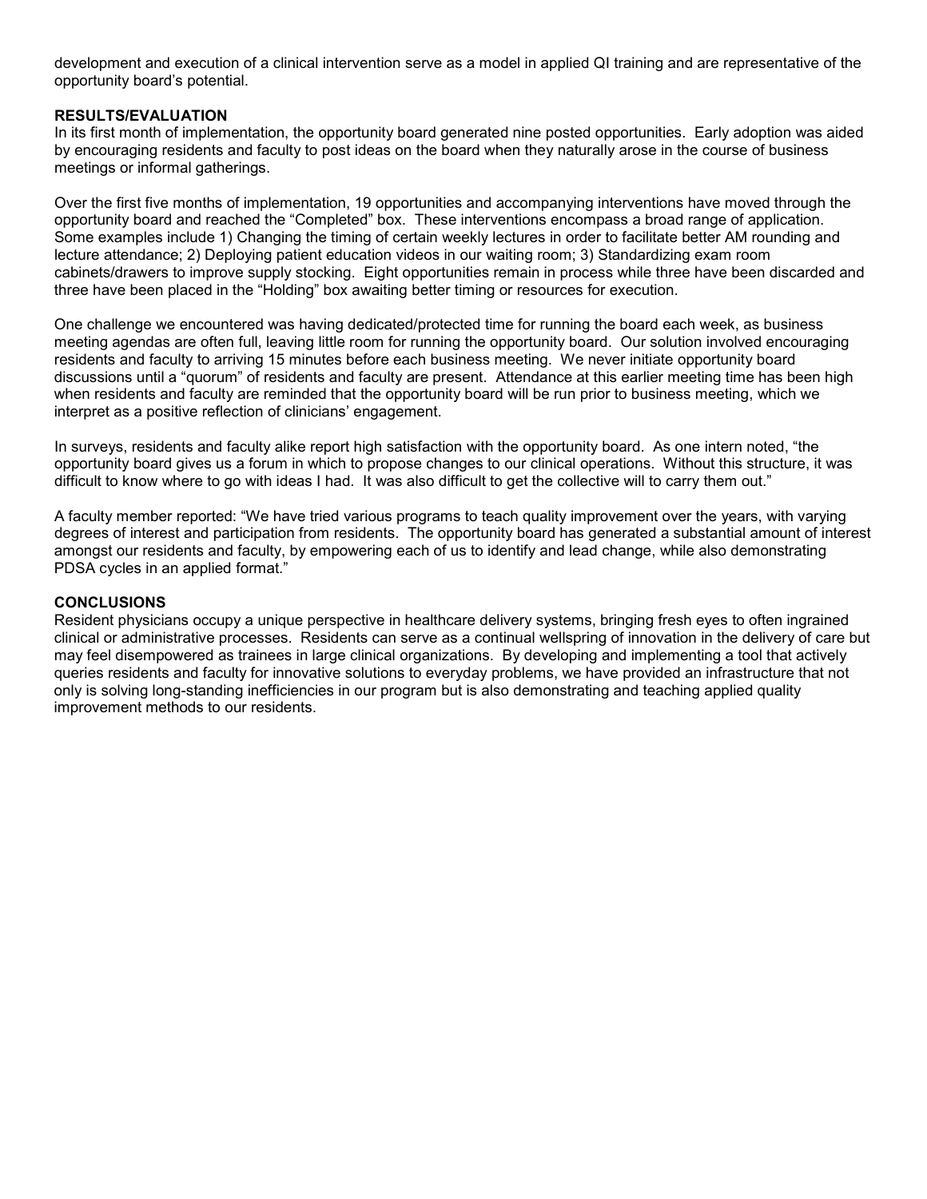development and execution of a clinical intervention serve as a model in applied QI training and are representative of the opportunity board's potential.

## RESULTS/EVALUATION

In its first month of implementation, the opportunity board generated nine posted opportunities. Early adoption was aided by encouraging residents and faculty to post ideas on the board when they naturally arose in the course of business meetings or informal gatherings.

Over the first five months of implementation, 19 opportunities and accompanying interventions have moved through the opportunity board and reached the "Completed" box. These interventions encompass a broad range of application. Some examples include 1) Changing the timing of certain weekly lectures in order to facilitate better AM rounding and lecture attendance; 2) Deploying patient education videos in our waiting room; 3) Standardizing exam room cabinets/drawers to improve supply stocking. Eight opportunities remain in process while three have been discarded and three have been placed in the "Holding" box awaiting better timing or resources for execution.

One challenge we encountered was having dedicated/protected time for running the board each week, as business meeting agendas are often full, leaving little room for running the opportunity board. Our solution involved encouraging residents and faculty to arriving 15 minutes before each business meeting. We never initiate opportunity board discussions until a "quorum" of residents and faculty are present. Attendance at this earlier meeting time has been high when residents and faculty are reminded that the opportunity board will be run prior to business meeting, which we interpret as a positive reflection of clinicians' engagement.

In surveys, residents and faculty alike report high satisfaction with the opportunity board. As one intern noted, "the opportunity board gives us a forum in which to propose changes to our clinical operations. Without this structure, it was difficult to know where to go with ideas I had. It was also difficult to get the collective will to carry them out."

A faculty member reported: "We have tried various programs to teach quality improvement over the years, with varying degrees of interest and participation from residents. The opportunity board has generated a substantial amount of interest amongst our residents and faculty, by empowering each of us to identify and lead change, while also demonstrating PDSA cycles in an applied format."

## CONCLUSIONS

Resident physicians occupy a unique perspective in healthcare delivery systems, bringing fresh eyes to often ingrained clinical or administrative processes. Residents can serve as a continual wellspring of innovation in the delivery of care but may feel disempowered as trainees in large clinical organizations. By developing and implementing a tool that actively queries residents and faculty for innovative solutions to everyday problems, we have provided an infrastructure that not only is solving long-standing inefficiencies in our program but is also demonstrating and teaching applied quality improvement methods to our residents.